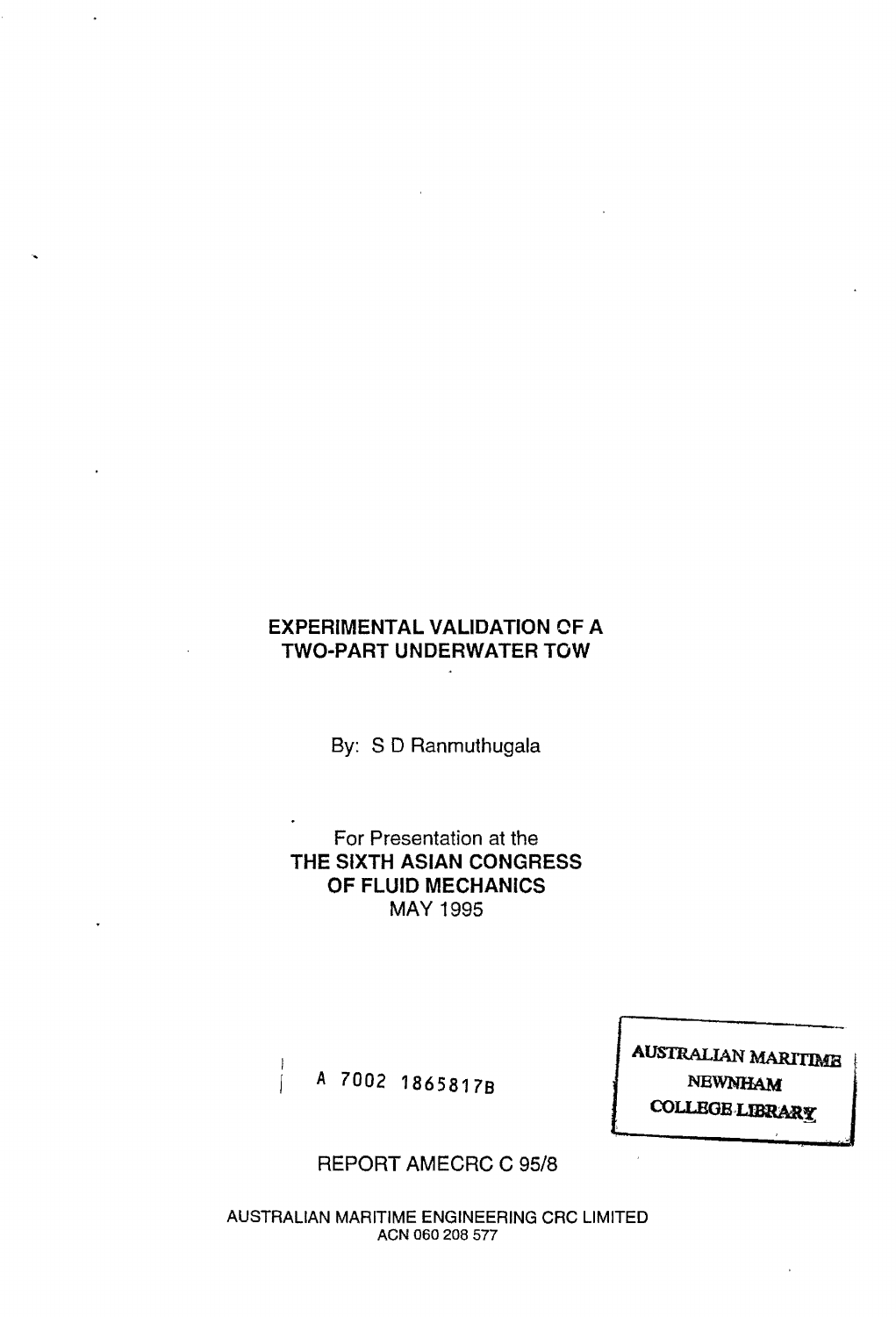# EXPERIMENTAL VALIDATION OF A TWO-PART UNDERWATER TOW

By: S D Ranmuthugala

For Presentation at the
**THE SIXTH ASIAN CONGRESS OF FLUID MECHANICS**
MAY 1995

A 7002 1865817B

AUSTRALIAN MARITIME
NEWNHAM
COLLEGE LIBRARY

REPORT AMECRC C 95/8

AUSTRALIAN MARITIME ENGINEERING CRC LIMITED
ACN 060 208 577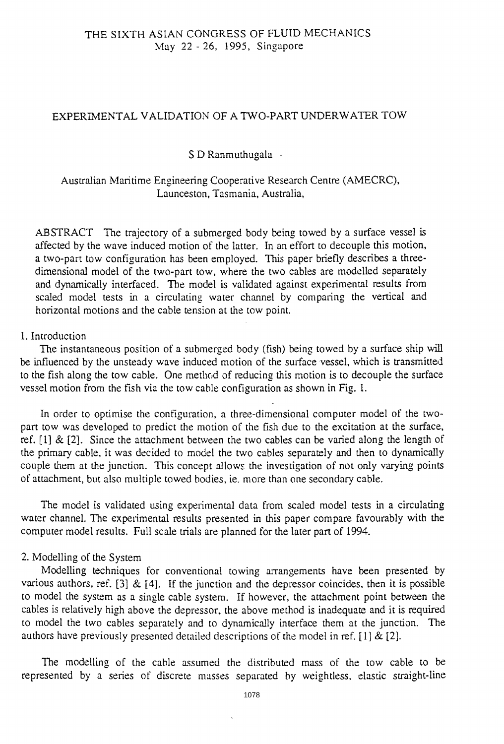THE SIXTH ASIAN CONGRESS OF FLUID MECHANICS
May 22 - 26, 1995, Singapore

# EXPERIMENTAL VALIDATION OF A TWO-PART UNDERWATER TOW

S D Ranmuthugala -

Australian Maritime Engineering Cooperative Research Centre (AMECRC), Launceston, Tasmania, Australia,

ABSTRACT The trajectory of a submerged body being towed by a surface vessel is affected by the wave induced motion of the latter. In an effort to decouple this motion, a two-part tow configuration has been employed. This paper briefly describes a three-dimensional model of the two-part tow, where the two cables are modelled separately and dynamically interfaced. The model is validated against experimental results from scaled model tests in a circulating water channel by comparing the vertical and horizontal motions and the cable tension at the tow point.

## 1. Introduction

The instantaneous position of a submerged body (fish) being towed by a surface ship will be influenced by the unsteady wave induced motion of the surface vessel, which is transmitted to the fish along the tow cable. One method of reducing this motion is to decouple the surface vessel motion from the fish via the tow cable configuration as shown in Fig. 1.

In order to optimise the configuration, a three-dimensional computer model of the two-part tow was developed to predict the motion of the fish due to the excitation at the surface, ref. [1] & [2]. Since the attachment between the two cables can be varied along the length of the primary cable, it was decided to model the two cables separately and then to dynamically couple them at the junction. This concept allows the investigation of not only varying points of attachment, but also multiple towed bodies, ie. more than one secondary cable.

The model is validated using experimental data from scaled model tests in a circulating water channel. The experimental results presented in this paper compare favourably with the computer model results. Full scale trials are planned for the later part of 1994.

## 2. Modelling of the System

Modelling techniques for conventional towing arrangements have been presented by various authors, ref. [3] & [4]. If the junction and the depressor coincides, then it is possible to model the system as a single cable system. If however, the attachment point between the cables is relatively high above the depressor, the above method is inadequate and it is required to model the two cables separately and to dynamically interface them at the junction. The authors have previously presented detailed descriptions of the model in ref. [1] & [2].

The modelling of the cable assumed the distributed mass of the tow cable to be represented by a series of discrete masses separated by weightless, elastic straight-line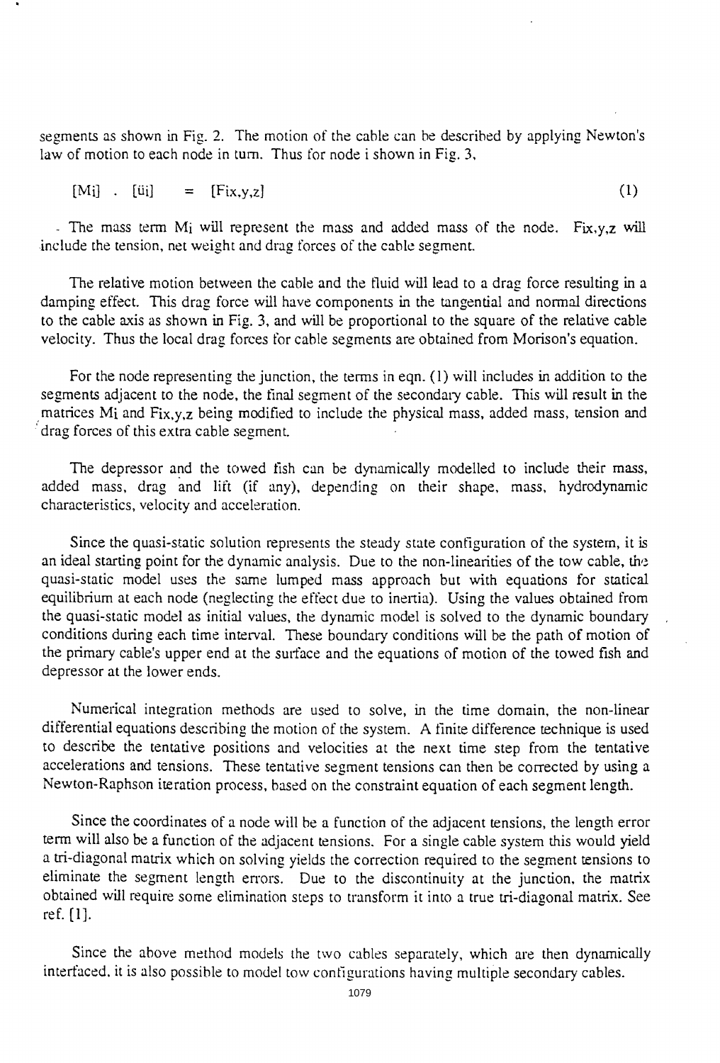segments as shown in Fig. 2. The motion of the cable can be described by applying Newton's law of motion to each node in turn. Thus for node i shown in Fig. 3,

$$[M_i] \cdot [\ddot{u}_i] = [F_{ix,y,z}] \tag{1}$$

The mass term $M_i$ will represent the mass and added mass of the node. $F_{ix,y,z}$ will include the tension, net weight and drag forces of the cable segment.

The relative motion between the cable and the fluid will lead to a drag force resulting in a damping effect. This drag force will have components in the tangential and normal directions to the cable axis as shown in Fig. 3, and will be proportional to the square of the relative cable velocity. Thus the local drag forces for cable segments are obtained from Morison's equation.

For the node representing the junction, the terms in eqn. (1) will includes in addition to the segments adjacent to the node, the final segment of the secondary cable. This will result in the matrices $M_i$ and $F_{ix,y,z}$ being modified to include the physical mass, added mass, tension and drag forces of this extra cable segment.

The depressor and the towed fish can be dynamically modelled to include their mass, added mass, drag and lift (if any), depending on their shape, mass, hydrodynamic characteristics, velocity and acceleration.

Since the quasi-static solution represents the steady state configuration of the system, it is an ideal starting point for the dynamic analysis. Due to the non-linearities of the tow cable, the quasi-static model uses the same lumped mass approach but with equations for statical equilibrium at each node (neglecting the effect due to inertia). Using the values obtained from the quasi-static model as initial values, the dynamic model is solved to the dynamic boundary conditions during each time interval. These boundary conditions will be the path of motion of the primary cable's upper end at the surface and the equations of motion of the towed fish and depressor at the lower ends.

Numerical integration methods are used to solve, in the time domain, the non-linear differential equations describing the motion of the system. A finite difference technique is used to describe the tentative positions and velocities at the next time step from the tentative accelerations and tensions. These tentative segment tensions can then be corrected by using a Newton-Raphson iteration process, based on the constraint equation of each segment length.

Since the coordinates of a node will be a function of the adjacent tensions, the length error term will also be a function of the adjacent tensions. For a single cable system this would yield a tri-diagonal matrix which on solving yields the correction required to the segment tensions to eliminate the segment length errors. Due to the discontinuity at the junction, the matrix obtained will require some elimination steps to transform it into a true tri-diagonal matrix. See ref. [1].

Since the above method models the two cables separately, which are then dynamically interfaced, it is also possible to model tow configurations having multiple secondary cables.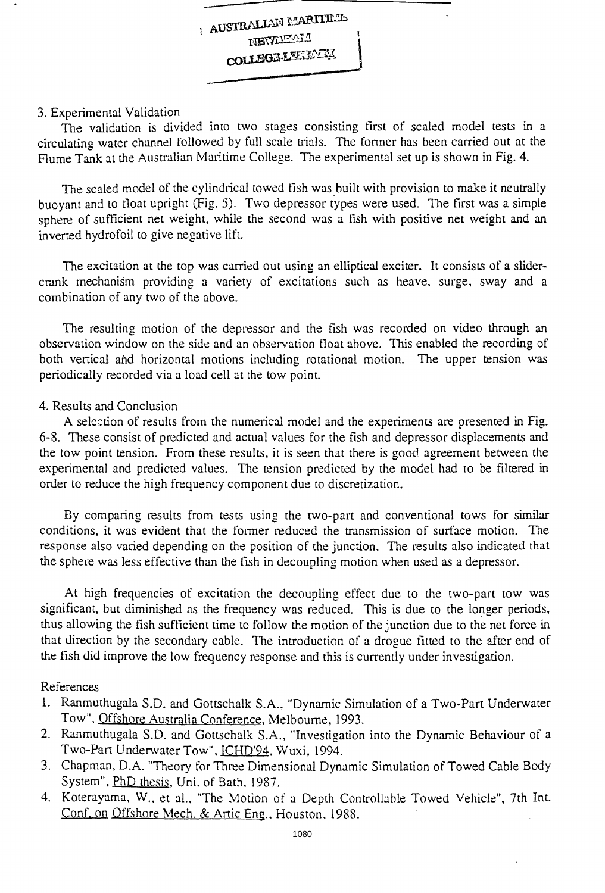## 3. Experimental Validation

The validation is divided into two stages consisting first of scaled model tests in a circulating water channel followed by full scale trials. The former has been carried out at the Flume Tank at the Australian Maritime College. The experimental set up is shown in Fig. 4.

The scaled model of the cylindrical towed fish was built with provision to make it neutrally buoyant and to float upright (Fig. 5). Two depressor types were used. The first was a simple sphere of sufficient net weight, while the second was a fish with positive net weight and an inverted hydrofoil to give negative lift.

The excitation at the top was carried out using an elliptical exciter. It consists of a slider-crank mechanism providing a variety of excitations such as heave, surge, sway and a combination of any two of the above.

The resulting motion of the depressor and the fish was recorded on video through an observation window on the side and an observation float above. This enabled the recording of both vertical and horizontal motions including rotational motion. The upper tension was periodically recorded via a load cell at the tow point.

## 4. Results and Conclusion

A selection of results from the numerical model and the experiments are presented in Fig. 6-8. These consist of predicted and actual values for the fish and depressor displacements and the tow point tension. From these results, it is seen that there is good agreement between the experimental and predicted values. The tension predicted by the model had to be filtered in order to reduce the high frequency component due to discretization.

By comparing results from tests using the two-part and conventional tows for similar conditions, it was evident that the former reduced the transmission of surface motion. The response also varied depending on the position of the junction. The results also indicated that the sphere was less effective than the fish in decoupling motion when used as a depressor.

At high frequencies of excitation the decoupling effect due to the two-part tow was significant, but diminished as the frequency was reduced. This is due to the longer periods, thus allowing the fish sufficient time to follow the motion of the junction due to the net force in that direction by the secondary cable. The introduction of a drogue fitted to the after end of the fish did improve the low frequency response and this is currently under investigation.

## References

1. Ranmuthugala S.D. and Gottschalk S.A., "Dynamic Simulation of a Two-Part Underwater Tow", Offshore Australia Conference, Melbourne, 1993.
2. Ranmuthugala S.D. and Gottschalk S.A., "Investigation into the Dynamic Behaviour of a Two-Part Underwater Tow", ICHD'94, Wuxi, 1994.
3. Chapman, D.A. "Theory for Three Dimensional Dynamic Simulation of Towed Cable Body System", PhD thesis, Uni. of Bath, 1987.
4. Koterayama, W., et al., "The Motion of a Depth Controllable Towed Vehicle", 7th Int. Conf. on Offshore Mech. & Artic Eng., Houston, 1988.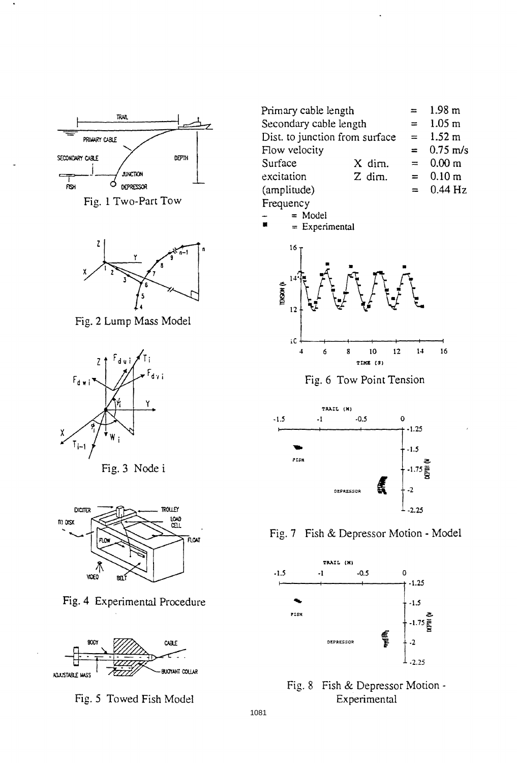TRAIL

PRIMARY CABLE

SECONDARY CABLE

DEPTH

JUNCTION

FISH

DEPRESSOR

Fig. 1 Two-Part Tow

Fig. 2 Lump Mass Model

Fig. 3 Node i

EXCITER

TROLLEY

LOAD CELL

FLOAT

FLOW

VIDEO

BELT

Fig. 4 Experimental Procedure

BODY

CABLE

ADJUSTABLE MASS

BUOYANT COLLAR

Fig. 5 Towed Fish Model

| | | | |
|---|---|---|---|
| Primary cable length | | = | 1.98 m |
| Secondary cable length | | = | 1.05 m |
| Dist. to junction from surface | | = | 1.52 m |
| Flow velocity | | = | 0.75 m/s |
| Surface | X dim. | = | 0.00 m |
| excitation | Z dim. | = | 0.10 m |
| (amplitude) | | = | 0.44 Hz |
| Frequency | | | |

– = Model

■ = Experimental

TENSION (N)

16

14

12

10

4 6 8 10 12 14 16

TIME (S)

Fig. 6 Tow Point Tension

TRAIL (M)

-1.5 -1 -0.5 0

-1.25

-1.5

-1.75

-2

-2.25

DEPTH (M)

FISH

DEPRESSOR

Fig. 7 Fish & Depressor Motion - Model

TRAIL (M)

-1.5 -1 -0.5 0

-1.25

-1.5

-1.75

-2

-2.25

DEPTH (M)

FISH

DEPRESSOR

Fig. 8 Fish & Depressor Motion - Experimental